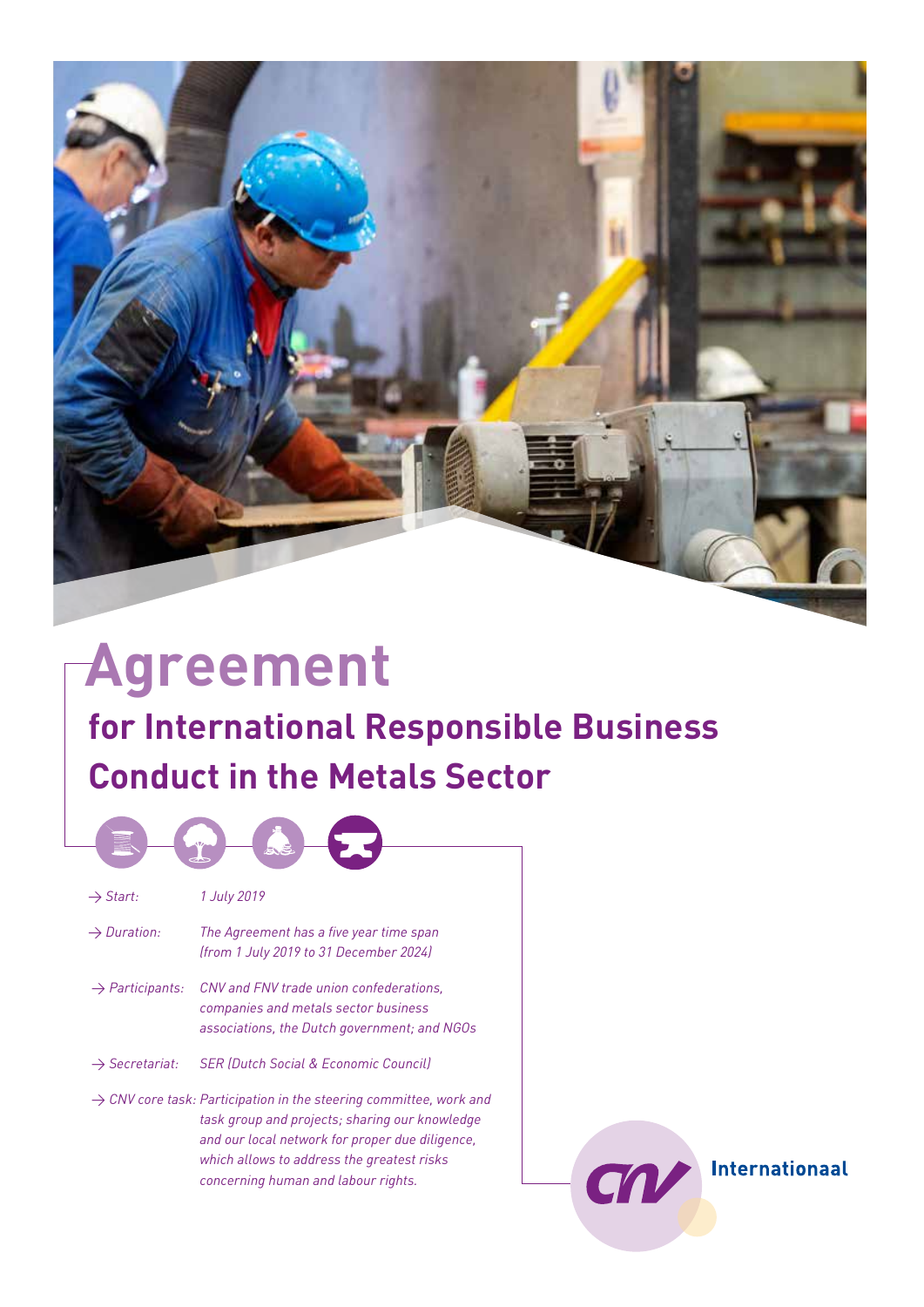# Agreement

## for International Responsible Business Conduct in the Metals Sector

→ *Start:* *1 July 2019*

→ *Duration:* *The Agreement has a five year time span (from 1 July 2019 to 31 December 2024)*

→ *Participants:* *CNV and FNV trade union confederations, companies and metals sector business associations, the Dutch government; and NGOs*

→ *Secretariat:* *SER (Dutch Social & Economic Council)*

→ *CNV core task:* *Participation in the steering committee, work and task group and projects; sharing our knowledge and our local network for proper due diligence, which allows to address the greatest risks concerning human and labour rights.*

CNV Internationaal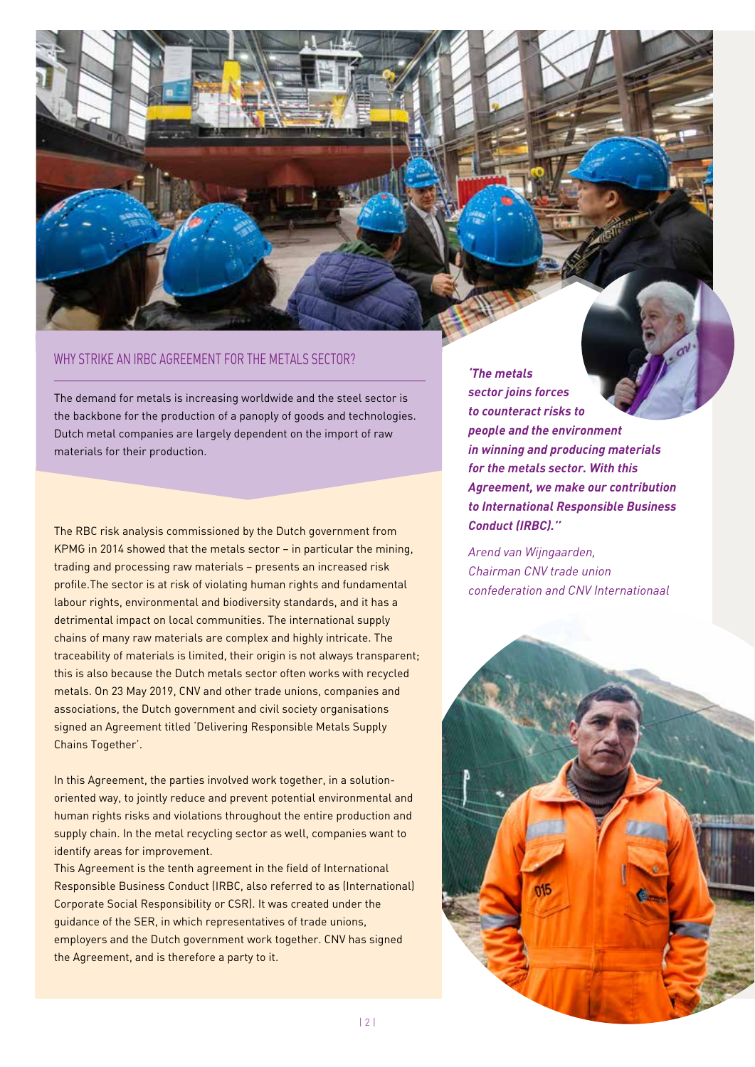## WHY STRIKE AN IRBC AGREEMENT FOR THE METALS SECTOR?

The demand for metals is increasing worldwide and the steel sector is the backbone for the production of a panoply of goods and technologies. Dutch metal companies are largely dependent on the import of raw materials for their production.

The RBC risk analysis commissioned by the Dutch government from KPMG in 2014 showed that the metals sector – in particular the mining, trading and processing raw materials – presents an increased risk profile.The sector is at risk of violating human rights and fundamental labour rights, environmental and biodiversity standards, and it has a detrimental impact on local communities. The international supply chains of many raw materials are complex and highly intricate. The traceability of materials is limited, their origin is not always transparent; this is also because the Dutch metals sector often works with recycled metals. On 23 May 2019, CNV and other trade unions, companies and associations, the Dutch government and civil society organisations signed an Agreement titled 'Delivering Responsible Metals Supply Chains Together'.

In this Agreement, the parties involved work together, in a solution-oriented way, to jointly reduce and prevent potential environmental and human rights risks and violations throughout the entire production and supply chain. In the metal recycling sector as well, companies want to identify areas for improvement.

This Agreement is the tenth agreement in the field of International Responsible Business Conduct (IRBC, also referred to as (International) Corporate Social Responsibility or CSR). It was created under the guidance of the SER, in which representatives of trade unions, employers and the Dutch government work together. CNV has signed the Agreement, and is therefore a party to it.

***'The metals sector joins forces to counteract risks to people and the environment in winning and producing materials for the metals sector. With this Agreement, we make our contribution to International Responsible Business Conduct (IRBC).''***

*Arend van Wijngaarden, Chairman CNV trade union confederation and CNV Internationaal*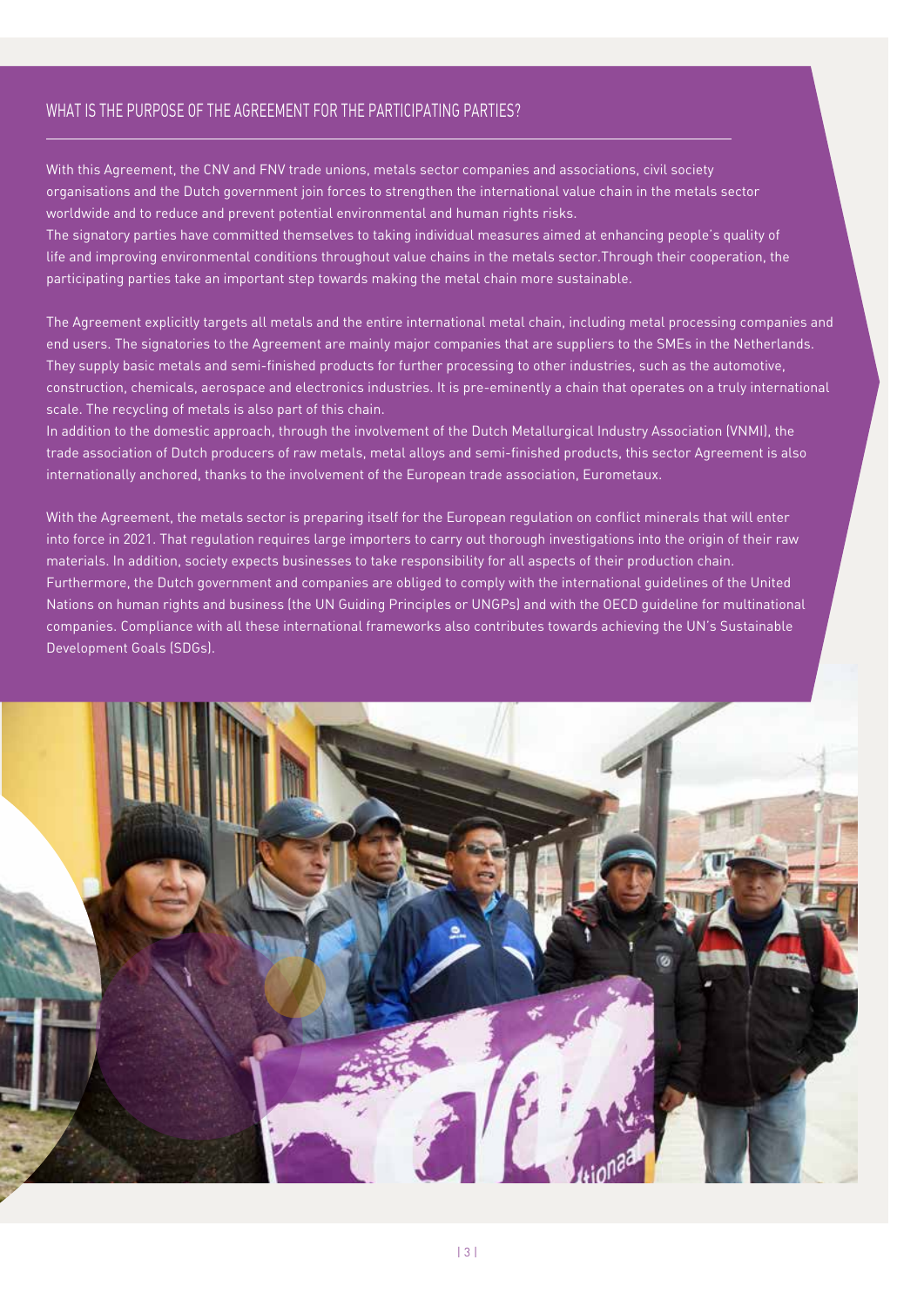## WHAT IS THE PURPOSE OF THE AGREEMENT FOR THE PARTICIPATING PARTIES?

With this Agreement, the CNV and FNV trade unions, metals sector companies and associations, civil society organisations and the Dutch government join forces to strengthen the international value chain in the metals sector worldwide and to reduce and prevent potential environmental and human rights risks.
The signatory parties have committed themselves to taking individual measures aimed at enhancing people's quality of life and improving environmental conditions throughout value chains in the metals sector.Through their cooperation, the participating parties take an important step towards making the metal chain more sustainable.

The Agreement explicitly targets all metals and the entire international metal chain, including metal processing companies and end users. The signatories to the Agreement are mainly major companies that are suppliers to the SMEs in the Netherlands. They supply basic metals and semi-finished products for further processing to other industries, such as the automotive, construction, chemicals, aerospace and electronics industries. It is pre-eminently a chain that operates on a truly international scale. The recycling of metals is also part of this chain.
In addition to the domestic approach, through the involvement of the Dutch Metallurgical Industry Association (VNMI), the trade association of Dutch producers of raw metals, metal alloys and semi-finished products, this sector Agreement is also internationally anchored, thanks to the involvement of the European trade association, Eurometaux.

With the Agreement, the metals sector is preparing itself for the European regulation on conflict minerals that will enter into force in 2021. That regulation requires large importers to carry out thorough investigations into the origin of their raw materials. In addition, society expects businesses to take responsibility for all aspects of their production chain.
Furthermore, the Dutch government and companies are obliged to comply with the international guidelines of the United Nations on human rights and business (the UN Guiding Principles or UNGPs) and with the OECD guideline for multinational companies. Compliance with all these international frameworks also contributes towards achieving the UN's Sustainable Development Goals (SDGs).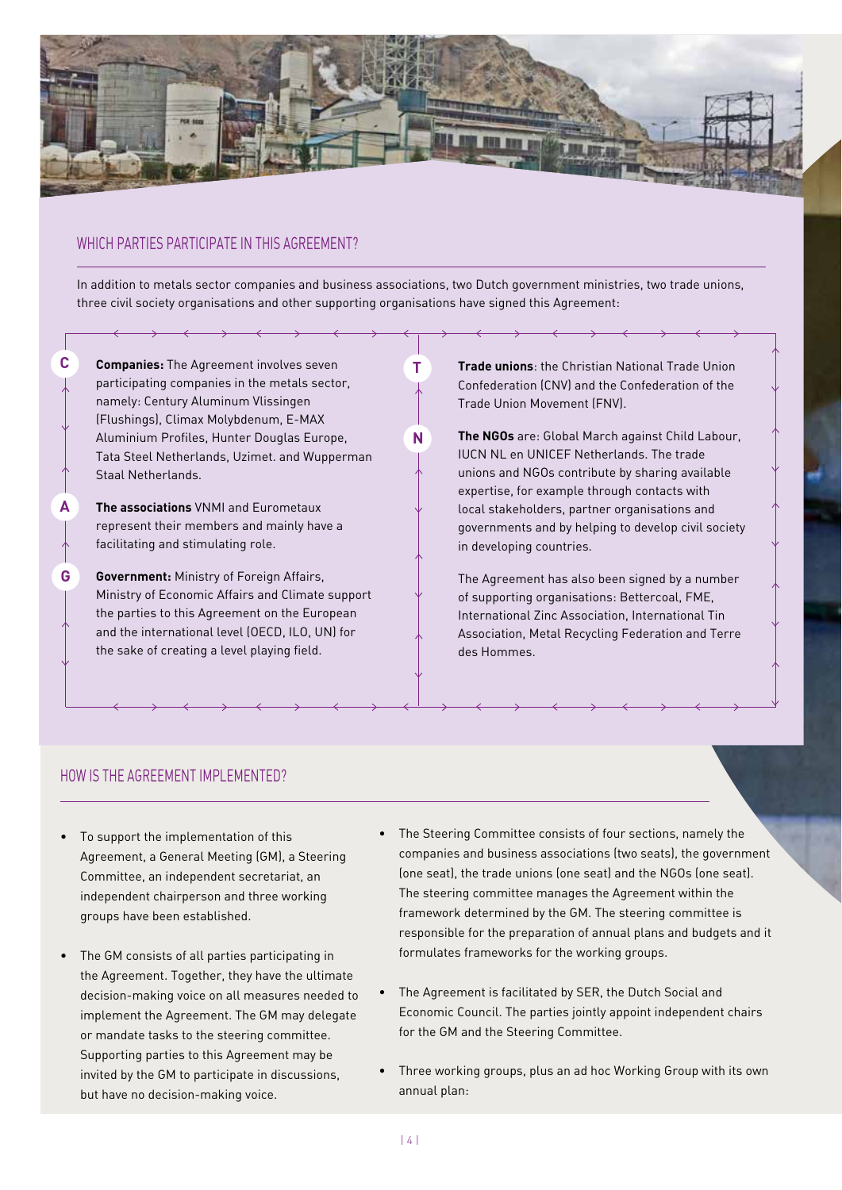## WHICH PARTIES PARTICIPATE IN THIS AGREEMENT?

In addition to metals sector companies and business associations, two Dutch government ministries, two trade unions, three civil society organisations and other supporting organisations have signed this Agreement:

**Companies:** The Agreement involves seven participating companies in the metals sector, namely: Century Aluminum Vlissingen (Flushings), Climax Molybdenum, E-MAX Aluminium Profiles, Hunter Douglas Europe, Tata Steel Netherlands, Uzimet. and Wupperman Staal Netherlands.

**The associations** VNMI and Eurometaux represent their members and mainly have a facilitating and stimulating role.

**Government:** Ministry of Foreign Affairs, Ministry of Economic Affairs and Climate support the parties to this Agreement on the European and the international level (OECD, ILO, UN) for the sake of creating a level playing field.

**Trade unions**: the Christian National Trade Union Confederation (CNV) and the Confederation of the Trade Union Movement (FNV).

**The NGOs** are: Global March against Child Labour, IUCN NL en UNICEF Netherlands. The trade unions and NGOs contribute by sharing available expertise, for example through contacts with local stakeholders, partner organisations and governments and by helping to develop civil society in developing countries.

The Agreement has also been signed by a number of supporting organisations: Bettercoal, FME, International Zinc Association, International Tin Association, Metal Recycling Federation and Terre des Hommes.

## HOW IS THE AGREEMENT IMPLEMENTED?

- To support the implementation of this Agreement, a General Meeting (GM), a Steering Committee, an independent secretariat, an independent chairperson and three working groups have been established.
- The GM consists of all parties participating in the Agreement. Together, they have the ultimate decision-making voice on all measures needed to implement the Agreement. The GM may delegate or mandate tasks to the steering committee. Supporting parties to this Agreement may be invited by the GM to participate in discussions, but have no decision-making voice.
- The Steering Committee consists of four sections, namely the companies and business associations (two seats), the government (one seat), the trade unions (one seat) and the NGOs (one seat). The steering committee manages the Agreement within the framework determined by the GM. The steering committee is responsible for the preparation of annual plans and budgets and it formulates frameworks for the working groups.
- The Agreement is facilitated by SER, the Dutch Social and Economic Council. The parties jointly appoint independent chairs for the GM and the Steering Committee.
- Three working groups, plus an ad hoc Working Group with its own annual plan: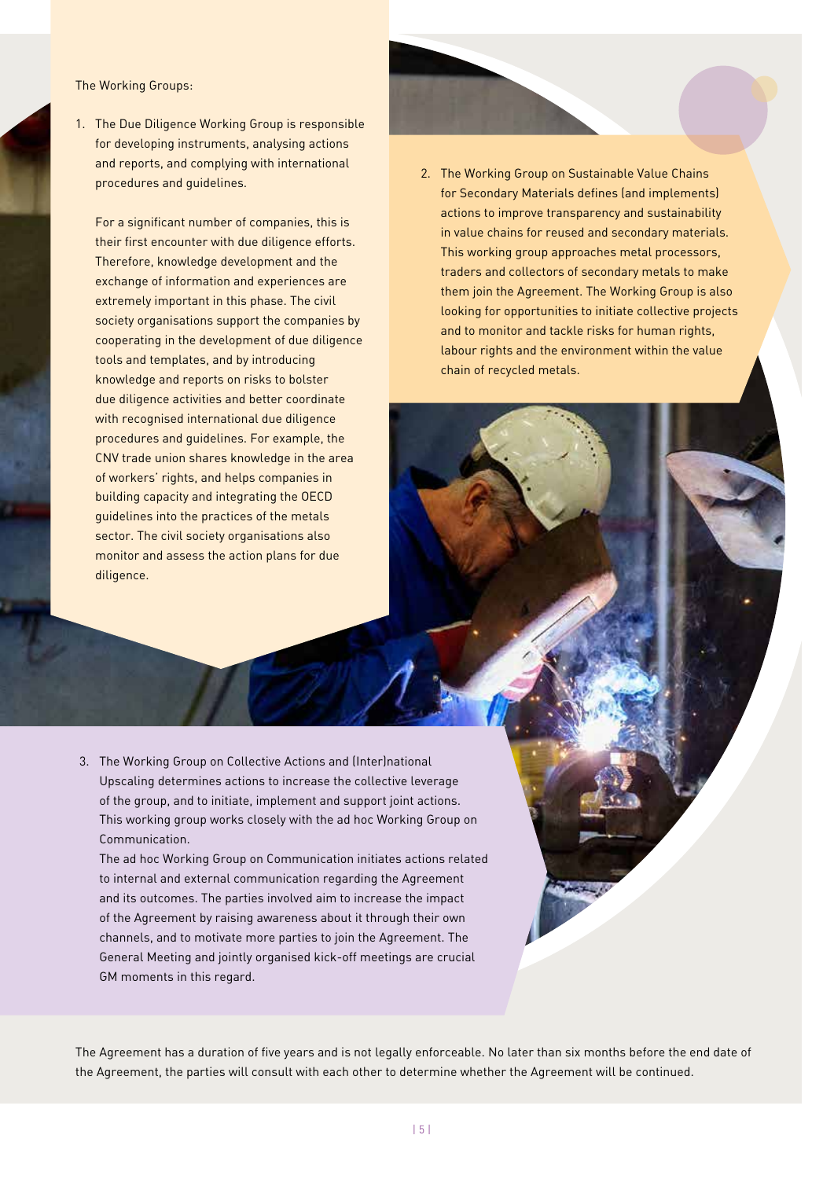The Working Groups:

1. The Due Diligence Working Group is responsible for developing instruments, analysing actions and reports, and complying with international procedures and guidelines.

   For a significant number of companies, this is their first encounter with due diligence efforts. Therefore, knowledge development and the exchange of information and experiences are extremely important in this phase. The civil society organisations support the companies by cooperating in the development of due diligence tools and templates, and by introducing knowledge and reports on risks to bolster due diligence activities and better coordinate with recognised international due diligence procedures and guidelines. For example, the CNV trade union shares knowledge in the area of workers' rights, and helps companies in building capacity and integrating the OECD guidelines into the practices of the metals sector. The civil society organisations also monitor and assess the action plans for due diligence.

2. The Working Group on Sustainable Value Chains for Secondary Materials defines (and implements) actions to improve transparency and sustainability in value chains for reused and secondary materials. This working group approaches metal processors, traders and collectors of secondary metals to make them join the Agreement. The Working Group is also looking for opportunities to initiate collective projects and to monitor and tackle risks for human rights, labour rights and the environment within the value chain of recycled metals.

3. The Working Group on Collective Actions and (Inter)national Upscaling determines actions to increase the collective leverage of the group, and to initiate, implement and support joint actions. This working group works closely with the ad hoc Working Group on Communication.
   The ad hoc Working Group on Communication initiates actions related to internal and external communication regarding the Agreement and its outcomes. The parties involved aim to increase the impact of the Agreement by raising awareness about it through their own channels, and to motivate more parties to join the Agreement. The General Meeting and jointly organised kick-off meetings are crucial GM moments in this regard.

The Agreement has a duration of five years and is not legally enforceable. No later than six months before the end date of the Agreement, the parties will consult with each other to determine whether the Agreement will be continued.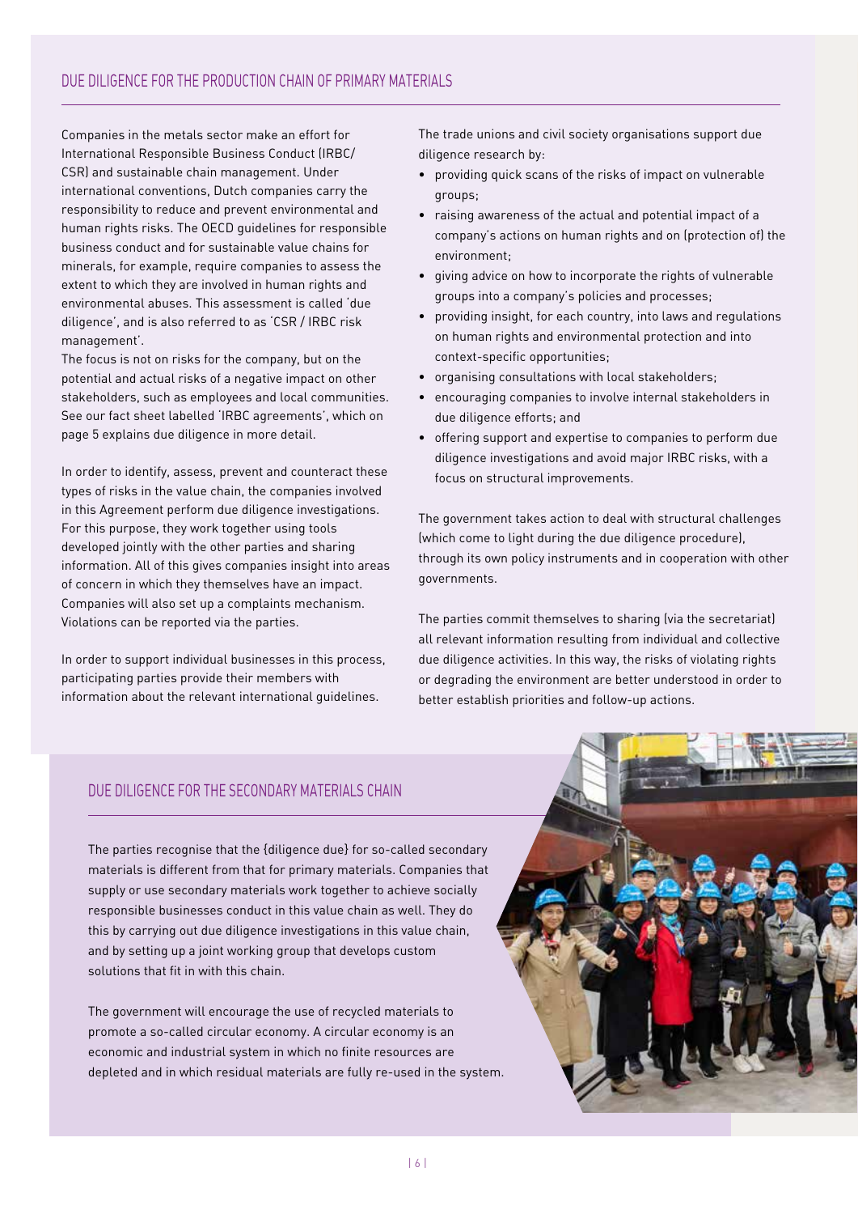## DUE DILIGENCE FOR THE PRODUCTION CHAIN OF PRIMARY MATERIALS

Companies in the metals sector make an effort for International Responsible Business Conduct (IRBC/CSR) and sustainable chain management. Under international conventions, Dutch companies carry the responsibility to reduce and prevent environmental and human rights risks. The OECD guidelines for responsible business conduct and for sustainable value chains for minerals, for example, require companies to assess the extent to which they are involved in human rights and environmental abuses. This assessment is called 'due diligence', and is also referred to as 'CSR / IRBC risk management'.
The focus is not on risks for the company, but on the potential and actual risks of a negative impact on other stakeholders, such as employees and local communities. See our fact sheet labelled 'IRBC agreements', which on page 5 explains due diligence in more detail.

In order to identify, assess, prevent and counteract these types of risks in the value chain, the companies involved in this Agreement perform due diligence investigations. For this purpose, they work together using tools developed jointly with the other parties and sharing information. All of this gives companies insight into areas of concern in which they themselves have an impact. Companies will also set up a complaints mechanism. Violations can be reported via the parties.

In order to support individual businesses in this process, participating parties provide their members with information about the relevant international guidelines.

The trade unions and civil society organisations support due diligence research by:

- providing quick scans of the risks of impact on vulnerable groups;
- raising awareness of the actual and potential impact of a company's actions on human rights and on (protection of) the environment;
- giving advice on how to incorporate the rights of vulnerable groups into a company's policies and processes;
- providing insight, for each country, into laws and regulations on human rights and environmental protection and into context-specific opportunities;
- organising consultations with local stakeholders;
- encouraging companies to involve internal stakeholders in due diligence efforts; and
- offering support and expertise to companies to perform due diligence investigations and avoid major IRBC risks, with a focus on structural improvements.

The government takes action to deal with structural challenges (which come to light during the due diligence procedure), through its own policy instruments and in cooperation with other governments.

The parties commit themselves to sharing (via the secretariat) all relevant information resulting from individual and collective due diligence activities. In this way, the risks of violating rights or degrading the environment are better understood in order to better establish priorities and follow-up actions.

## DUE DILIGENCE FOR THE SECONDARY MATERIALS CHAIN

The parties recognise that the {diligence due} for so-called secondary materials is different from that for primary materials. Companies that supply or use secondary materials work together to achieve socially responsible businesses conduct in this value chain as well. They do this by carrying out due diligence investigations in this value chain, and by setting up a joint working group that develops custom solutions that fit in with this chain.

The government will encourage the use of recycled materials to promote a so-called circular economy. A circular economy is an economic and industrial system in which no finite resources are depleted and in which residual materials are fully re-used in the system.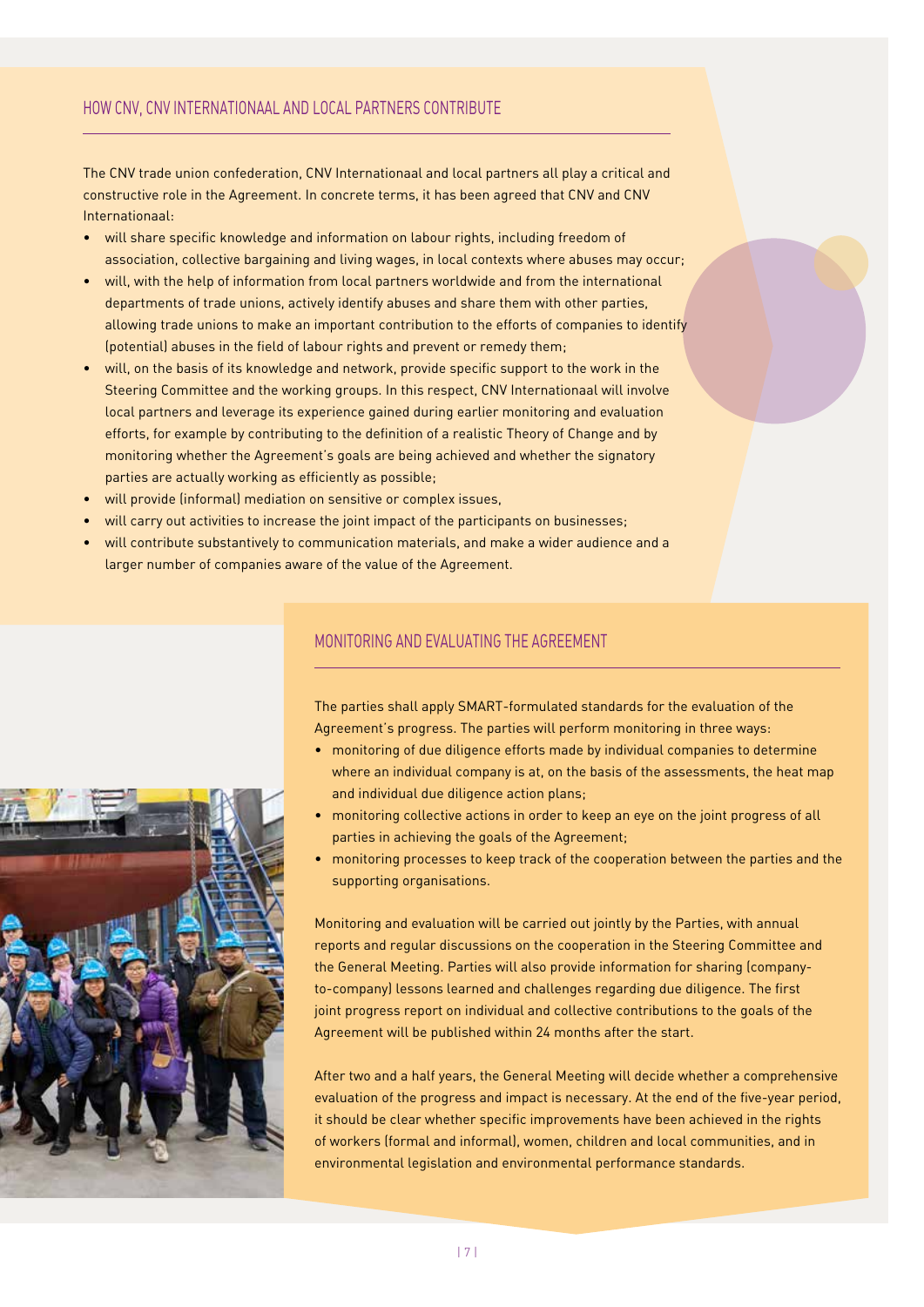## HOW CNV, CNV INTERNATIONAAL AND LOCAL PARTNERS CONTRIBUTE

The CNV trade union confederation, CNV Internationaal and local partners all play a critical and constructive role in the Agreement. In concrete terms, it has been agreed that CNV and CNV Internationaal:

- will share specific knowledge and information on labour rights, including freedom of association, collective bargaining and living wages, in local contexts where abuses may occur;
- will, with the help of information from local partners worldwide and from the international departments of trade unions, actively identify abuses and share them with other parties, allowing trade unions to make an important contribution to the efforts of companies to identify (potential) abuses in the field of labour rights and prevent or remedy them;
- will, on the basis of its knowledge and network, provide specific support to the work in the Steering Committee and the working groups. In this respect, CNV Internationaal will involve local partners and leverage its experience gained during earlier monitoring and evaluation efforts, for example by contributing to the definition of a realistic Theory of Change and by monitoring whether the Agreement's goals are being achieved and whether the signatory parties are actually working as efficiently as possible;
- will provide (informal) mediation on sensitive or complex issues,
- will carry out activities to increase the joint impact of the participants on businesses;
- will contribute substantively to communication materials, and make a wider audience and a larger number of companies aware of the value of the Agreement.

## MONITORING AND EVALUATING THE AGREEMENT

The parties shall apply SMART-formulated standards for the evaluation of the Agreement's progress. The parties will perform monitoring in three ways:

- monitoring of due diligence efforts made by individual companies to determine where an individual company is at, on the basis of the assessments, the heat map and individual due diligence action plans;
- monitoring collective actions in order to keep an eye on the joint progress of all parties in achieving the goals of the Agreement;
- monitoring processes to keep track of the cooperation between the parties and the supporting organisations.

Monitoring and evaluation will be carried out jointly by the Parties, with annual reports and regular discussions on the cooperation in the Steering Committee and the General Meeting. Parties will also provide information for sharing (company-to-company) lessons learned and challenges regarding due diligence. The first joint progress report on individual and collective contributions to the goals of the Agreement will be published within 24 months after the start.

After two and a half years, the General Meeting will decide whether a comprehensive evaluation of the progress and impact is necessary. At the end of the five-year period, it should be clear whether specific improvements have been achieved in the rights of workers (formal and informal), women, children and local communities, and in environmental legislation and environmental performance standards.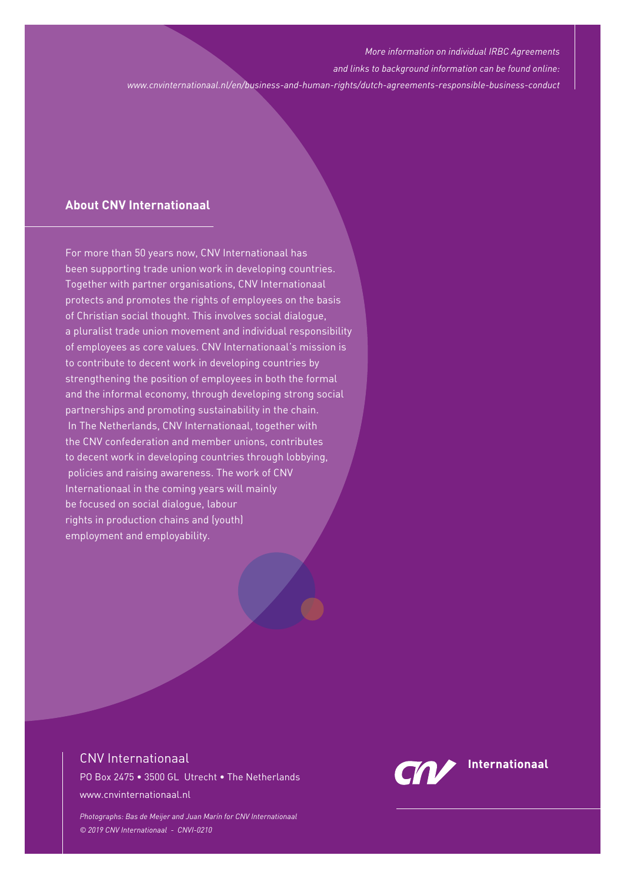*More information on individual IRBC Agreements and links to background information can be found online: www.cnvinternationaal.nl/en/business-and-human-rights/dutch-agreements-responsible-business-conduct*

## About CNV Internationaal

For more than 50 years now, CNV Internationaal has been supporting trade union work in developing countries. Together with partner organisations, CNV Internationaal protects and promotes the rights of employees on the basis of Christian social thought. This involves social dialogue, a pluralist trade union movement and individual responsibility of employees as core values. CNV Internationaal's mission is to contribute to decent work in developing countries by strengthening the position of employees in both the formal and the informal economy, through developing strong social partnerships and promoting sustainability in the chain. In The Netherlands, CNV Internationaal, together with the CNV confederation and member unions, contributes to decent work in developing countries through lobbying, policies and raising awareness. The work of CNV Internationaal in the coming years will mainly be focused on social dialogue, labour rights in production chains and (youth) employment and employability.

CNV Internationaal
PO Box 2475 • 3500 GL Utrecht • The Netherlands
www.cnvinternationaal.nl

*Photographs: Bas de Meijer and Juan Marín for CNV Internationaal*
*© 2019 CNV Internationaal - CNVI-0210*

CNV Internationaal